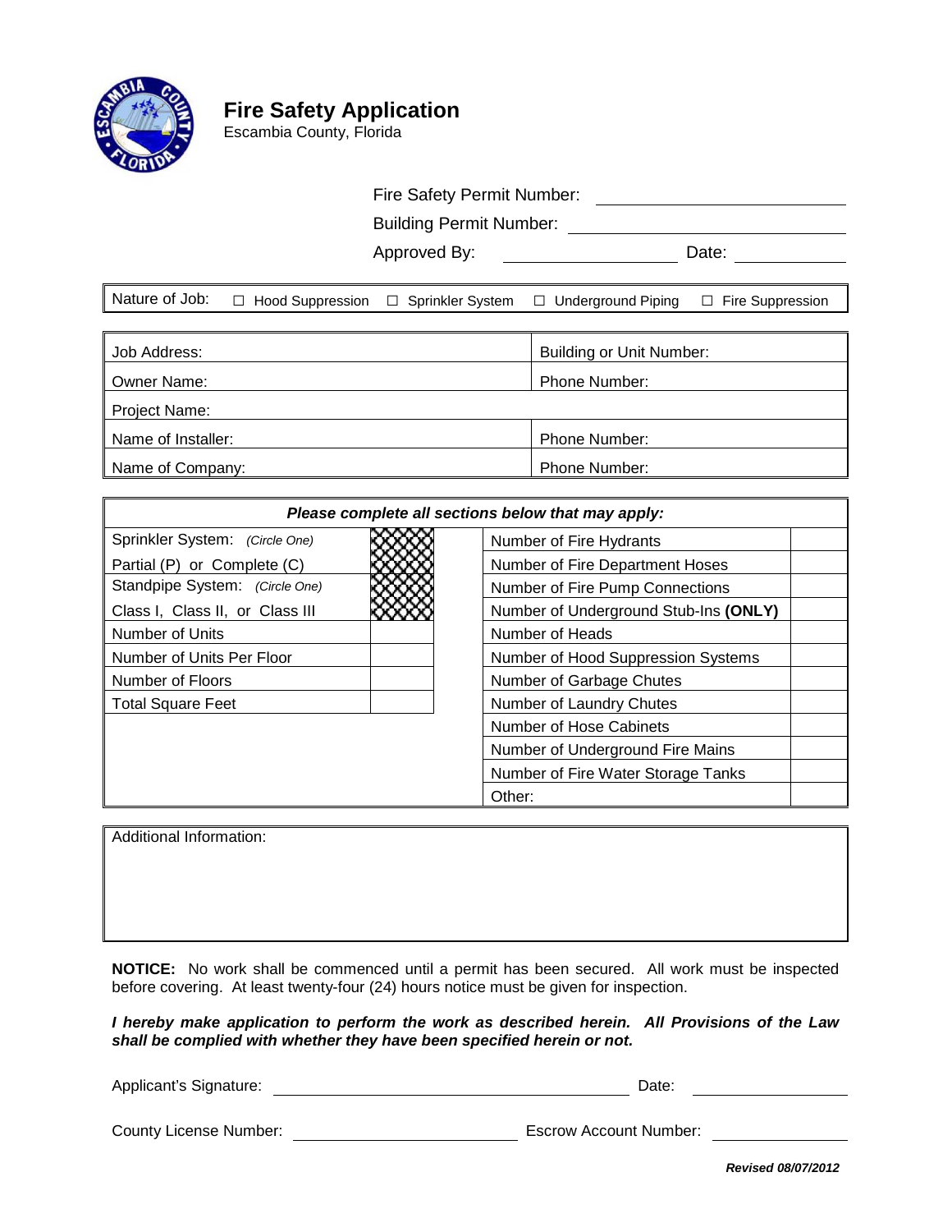# Fire Safety Application

Escambia County, Florida

Fire Safety Permit Number: ____________________

Building Permit Number: ____________________

Approved By: ____________________ Date: __________

| Nature of Job: | ☐ Hood Suppression | ☐ Sprinkler System | ☐ Underground Piping | ☐ Fire Suppression |
|---|---|---|---|---|

| | |
|---|---|
| Job Address: | Building or Unit Number: |
| Owner Name: | Phone Number: |
| Project Name: | |
| Name of Installer: | Phone Number: |
| Name of Company: | Phone Number: |

***Please complete all sections below that may apply:***

| | | | |
|---|---|---|---|
| Sprinkler System: *(Circle One)* Partial (P) or Complete (C) | | Number of Fire Hydrants | |
| | | Number of Fire Department Hoses | |
| Standpipe System: *(Circle One)* Class I, Class II, or Class III | | Number of Fire Pump Connections | |
| | | Number of Underground Stub-Ins **(ONLY)** | |
| Number of Units | | Number of Heads | |
| Number of Units Per Floor | | Number of Hood Suppression Systems | |
| Number of Floors | | Number of Garbage Chutes | |
| Total Square Feet | | Number of Laundry Chutes | |
| | | Number of Hose Cabinets | |
| | | Number of Underground Fire Mains | |
| | | Number of Fire Water Storage Tanks | |
| | | Other: | |

Additional Information:

**NOTICE:** No work shall be commenced until a permit has been secured. All work must be inspected before covering. At least twenty-four (24) hours notice must be given for inspection.

***I hereby make application to perform the work as described herein. All Provisions of the Law shall be complied with whether they have been specified herein or not.***

Applicant's Signature: ______________________________ Date: __________

County License Number: ____________________ Escrow Account Number: __________

***Revised 08/07/2012***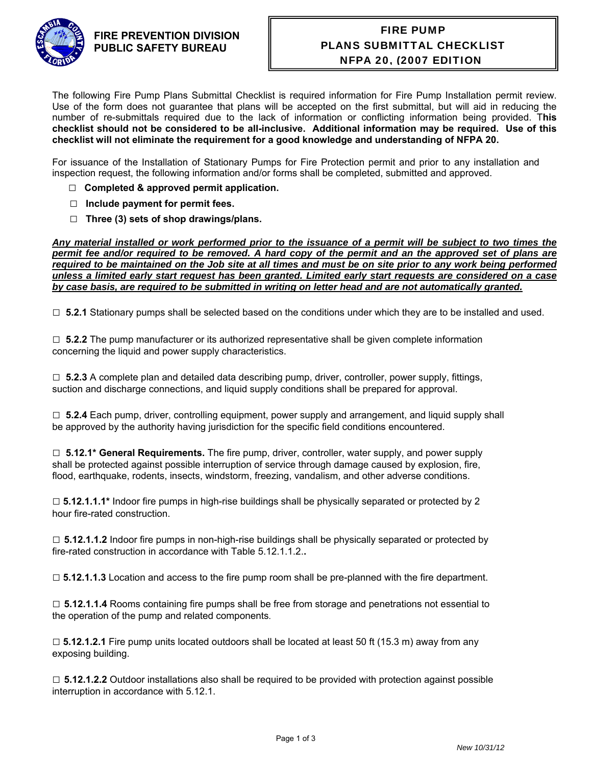**FIRE PREVENTION DIVISION**
**PUBLIC SAFETY BUREAU**

# FIRE PUMP PLANS SUBMITTAL CHECKLIST NFPA 20, (2007 EDITION

The following Fire Pump Plans Submittal Checklist is required information for Fire Pump Installation permit review. Use of the form does not guarantee that plans will be accepted on the first submittal, but will aid in reducing the number of re-submittals required due to the lack of information or conflicting information being provided. T**his checklist should not be considered to be all-inclusive. Additional information may be required. Use of this checklist will not eliminate the requirement for a good knowledge and understanding of NFPA 20.**

For issuance of the Installation of Stationary Pumps for Fire Protection permit and prior to any installation and inspection request, the following information and/or forms shall be completed, submitted and approved.

- □ **Completed & approved permit application.**
- □ **Include payment for permit fees.**
- □ **Three (3) sets of shop drawings/plans.**

***Any material installed or work performed prior to the issuance of a permit will be subject to two times the permit fee and/or required to be removed. A hard copy of the permit and an the approved set of plans are required to be maintained on the Job site at all times and must be on site prior to any work being performed unless a limited early start request has been granted. Limited early start requests are considered on a case by case basis, are required to be submitted in writing on letter head and are not automatically granted.***

□ **5.2.1** Stationary pumps shall be selected based on the conditions under which they are to be installed and used.

□ **5.2.2** The pump manufacturer or its authorized representative shall be given complete information concerning the liquid and power supply characteristics.

□ **5.2.3** A complete plan and detailed data describing pump, driver, controller, power supply, fittings, suction and discharge connections, and liquid supply conditions shall be prepared for approval.

□ **5.2.4** Each pump, driver, controlling equipment, power supply and arrangement, and liquid supply shall be approved by the authority having jurisdiction for the specific field conditions encountered.

□ **5.12.1\* General Requirements.** The fire pump, driver, controller, water supply, and power supply shall be protected against possible interruption of service through damage caused by explosion, fire, flood, earthquake, rodents, insects, windstorm, freezing, vandalism, and other adverse conditions.

□ **5.12.1.1\*** Indoor fire pumps in high-rise buildings shall be physically separated or protected by 2 hour fire-rated construction.

□ **5.12.1.1.2** Indoor fire pumps in non-high-rise buildings shall be physically separated or protected by fire-rated construction in accordance with Table 5.12.1.1.2**.**.

□ **5.12.1.1.3** Location and access to the fire pump room shall be pre-planned with the fire department.

□ **5.12.1.1.4** Rooms containing fire pumps shall be free from storage and penetrations not essential to the operation of the pump and related components.

□ **5.12.1.2.1** Fire pump units located outdoors shall be located at least 50 ft (15.3 m) away from any exposing building.

□ **5.12.1.2.2** Outdoor installations also shall be required to be provided with protection against possible interruption in accordance with 5.12.1.

*New 10/31/12*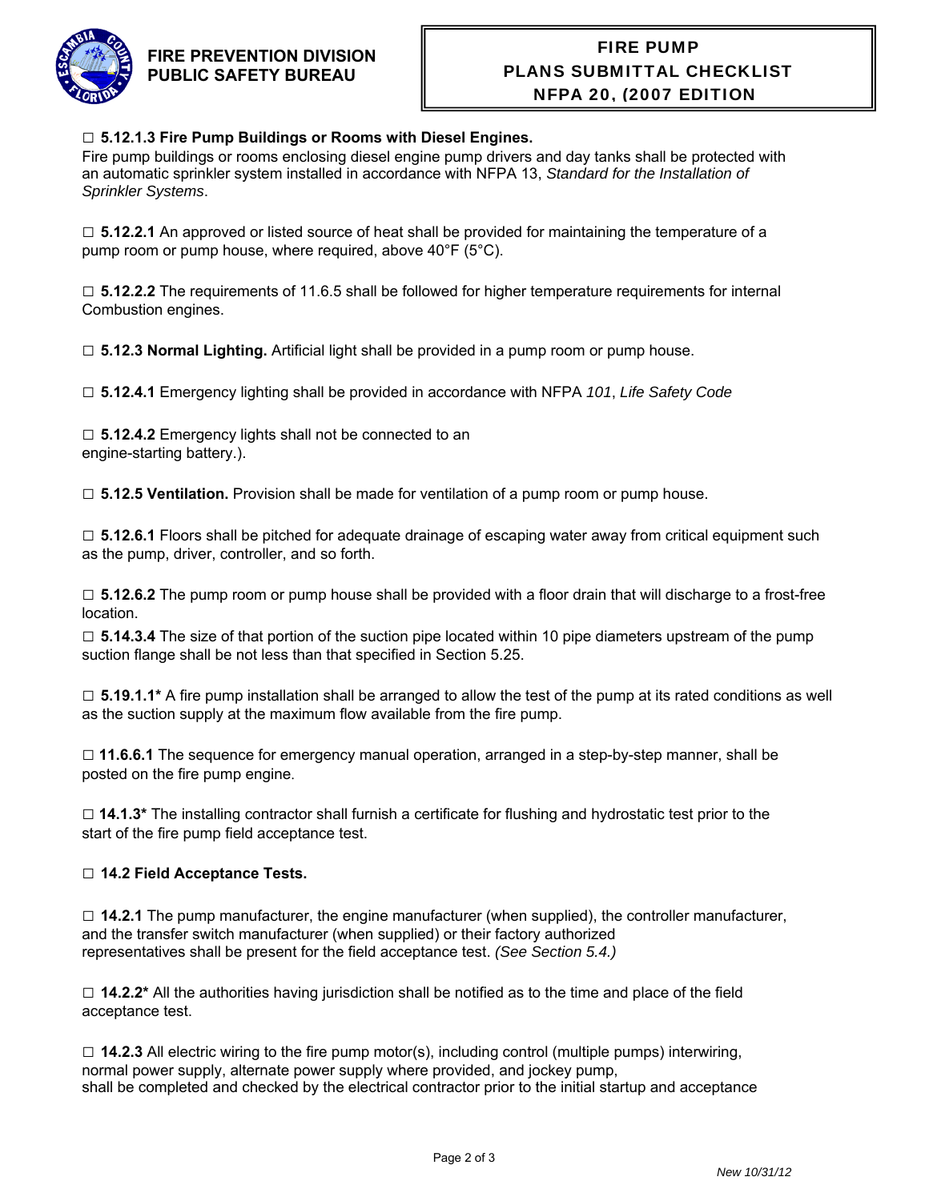FIRE PREVENTION DIVISION
PUBLIC SAFETY BUREAU

**FIRE PUMP**
**PLANS SUBMITTAL CHECKLIST**
**NFPA 20, (2007 EDITION**

☐ **5.12.1.3 Fire Pump Buildings or Rooms with Diesel Engines.**
Fire pump buildings or rooms enclosing diesel engine pump drivers and day tanks shall be protected with an automatic sprinkler system installed in accordance with NFPA 13, *Standard for the Installation of Sprinkler Systems*.

☐ **5.12.2.1** An approved or listed source of heat shall be provided for maintaining the temperature of a pump room or pump house, where required, above 40°F (5°C).

☐ **5.12.2.2** The requirements of 11.6.5 shall be followed for higher temperature requirements for internal Combustion engines.

☐ **5.12.3 Normal Lighting.** Artificial light shall be provided in a pump room or pump house.

☐ **5.12.4.1** Emergency lighting shall be provided in accordance with NFPA *101*, *Life Safety Code*

☐ **5.12.4.2** Emergency lights shall not be connected to an engine-starting battery.).

☐ **5.12.5 Ventilation.** Provision shall be made for ventilation of a pump room or pump house.

☐ **5.12.6.1** Floors shall be pitched for adequate drainage of escaping water away from critical equipment such as the pump, driver, controller, and so forth.

☐ **5.12.6.2** The pump room or pump house shall be provided with a floor drain that will discharge to a frost-free location.

☐ **5.14.3.4** The size of that portion of the suction pipe located within 10 pipe diameters upstream of the pump suction flange shall be not less than that specified in Section 5.25.

☐ **5.19.1.1*** A fire pump installation shall be arranged to allow the test of the pump at its rated conditions as well as the suction supply at the maximum flow available from the fire pump.

☐ **11.6.6.1** The sequence for emergency manual operation, arranged in a step-by-step manner, shall be posted on the fire pump engine.

☐ **14.1.3*** The installing contractor shall furnish a certificate for flushing and hydrostatic test prior to the start of the fire pump field acceptance test.

☐ **14.2 Field Acceptance Tests.**

☐ **14.2.1** The pump manufacturer, the engine manufacturer (when supplied), the controller manufacturer, and the transfer switch manufacturer (when supplied) or their factory authorized representatives shall be present for the field acceptance test. *(See Section 5.4.)*

☐ **14.2.2*** All the authorities having jurisdiction shall be notified as to the time and place of the field acceptance test.

☐ **14.2.3** All electric wiring to the fire pump motor(s), including control (multiple pumps) interwiring, normal power supply, alternate power supply where provided, and jockey pump, shall be completed and checked by the electrical contractor prior to the initial startup and acceptance

*New 10/31/12*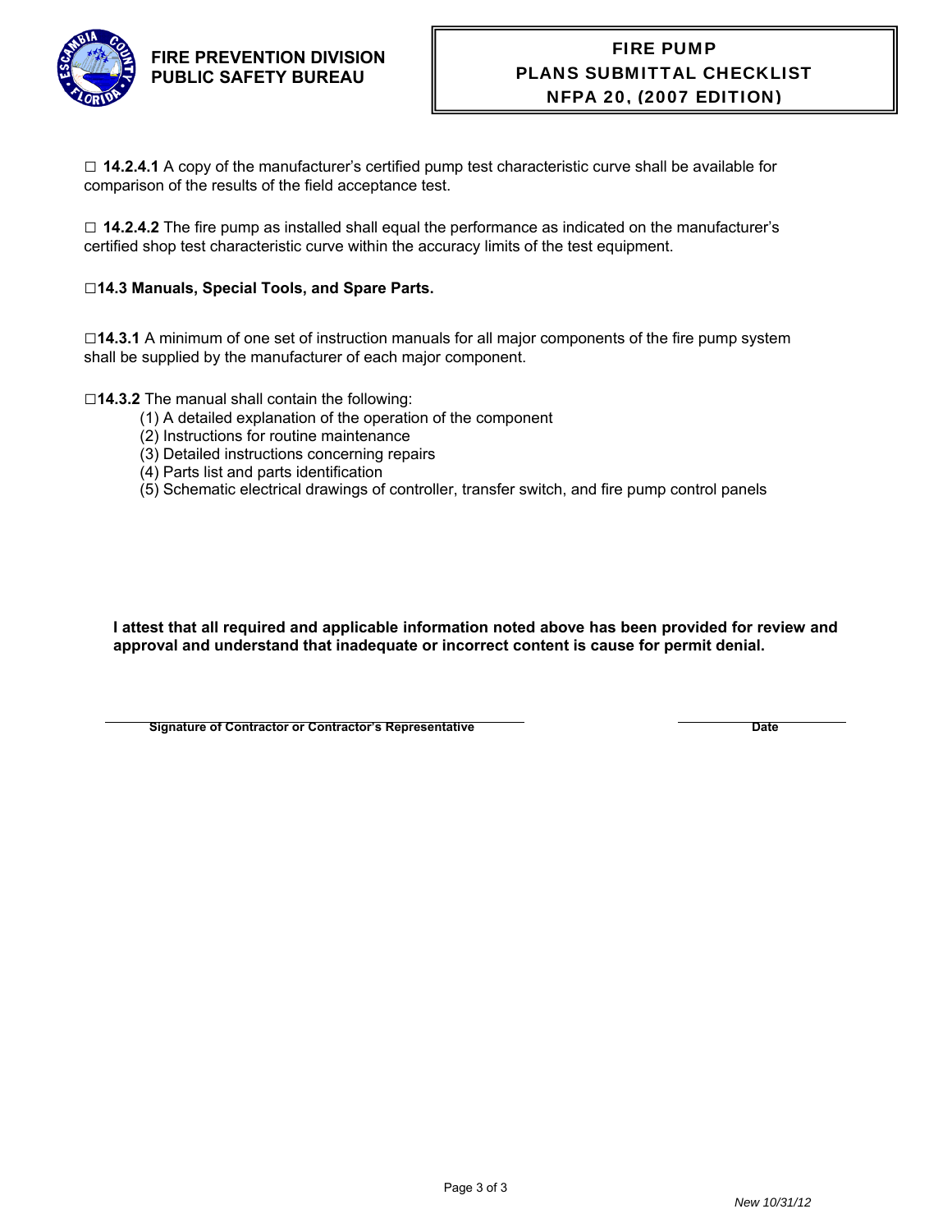☐ **14.2.4.1** A copy of the manufacturer's certified pump test characteristic curve shall be available for comparison of the results of the field acceptance test.

☐ **14.2.4.2** The fire pump as installed shall equal the performance as indicated on the manufacturer's certified shop test characteristic curve within the accuracy limits of the test equipment.

☐**14.3 Manuals, Special Tools, and Spare Parts.**

☐**14.3.1** A minimum of one set of instruction manuals for all major components of the fire pump system shall be supplied by the manufacturer of each major component.

☐**14.3.2** The manual shall contain the following:

(1) A detailed explanation of the operation of the component
(2) Instructions for routine maintenance
(3) Detailed instructions concerning repairs
(4) Parts list and parts identification
(5) Schematic electrical drawings of controller, transfer switch, and fire pump control panels

**I attest that all required and applicable information noted above has been provided for review and approval and understand that inadequate or incorrect content is cause for permit denial.**

______________________________________ **Signature of Contractor or Contractor's Representative**

________________ **Date**

*New 10/31/12*